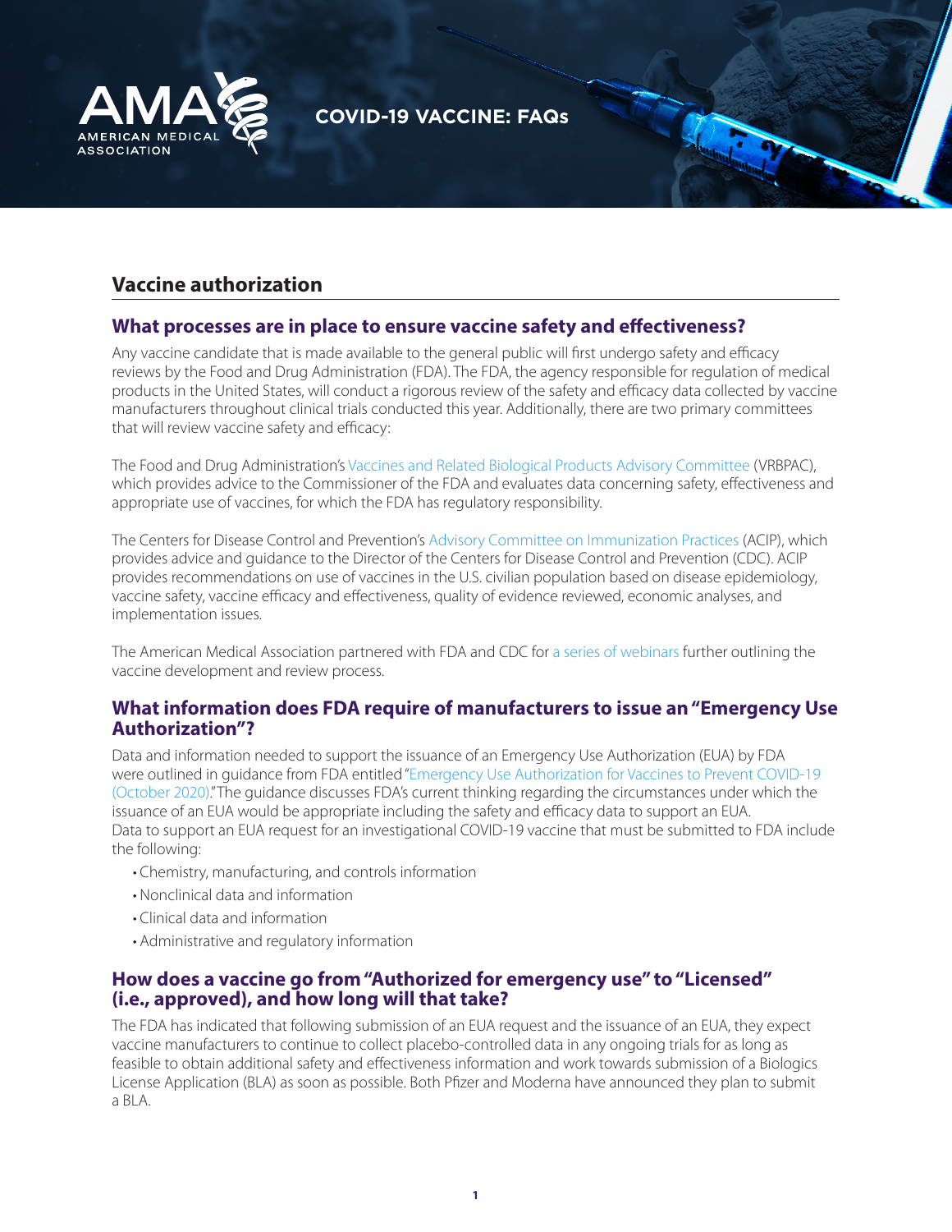AMA AMERICAN MEDICAL ASSOCIATION

# COVID-19 VACCINE: FAQs

## Vaccine authorization

### What processes are in place to ensure vaccine safety and effectiveness?

Any vaccine candidate that is made available to the general public will first undergo safety and efficacy reviews by the Food and Drug Administration (FDA). The FDA, the agency responsible for regulation of medical products in the United States, will conduct a rigorous review of the safety and efficacy data collected by vaccine manufacturers throughout clinical trials conducted this year. Additionally, there are two primary committees that will review vaccine safety and efficacy:

The Food and Drug Administration's Vaccines and Related Biological Products Advisory Committee (VRBPAC), which provides advice to the Commissioner of the FDA and evaluates data concerning safety, effectiveness and appropriate use of vaccines, for which the FDA has regulatory responsibility.

The Centers for Disease Control and Prevention's Advisory Committee on Immunization Practices (ACIP), which provides advice and guidance to the Director of the Centers for Disease Control and Prevention (CDC). ACIP provides recommendations on use of vaccines in the U.S. civilian population based on disease epidemiology, vaccine safety, vaccine efficacy and effectiveness, quality of evidence reviewed, economic analyses, and implementation issues.

The American Medical Association partnered with FDA and CDC for a series of webinars further outlining the vaccine development and review process.

### What information does FDA require of manufacturers to issue an "Emergency Use Authorization"?

Data and information needed to support the issuance of an Emergency Use Authorization (EUA) by FDA were outlined in guidance from FDA entitled "Emergency Use Authorization for Vaccines to Prevent COVID-19 (October 2020)." The guidance discusses FDA's current thinking regarding the circumstances under which the issuance of an EUA would be appropriate including the safety and efficacy data to support an EUA. Data to support an EUA request for an investigational COVID-19 vaccine that must be submitted to FDA include the following:

- Chemistry, manufacturing, and controls information
- Nonclinical data and information
- Clinical data and information
- Administrative and regulatory information

### How does a vaccine go from "Authorized for emergency use" to "Licensed" (i.e., approved), and how long will that take?

The FDA has indicated that following submission of an EUA request and the issuance of an EUA, they expect vaccine manufacturers to continue to collect placebo-controlled data in any ongoing trials for as long as feasible to obtain additional safety and effectiveness information and work towards submission of a Biologics License Application (BLA) as soon as possible. Both Pfizer and Moderna have announced they plan to submit a BLA.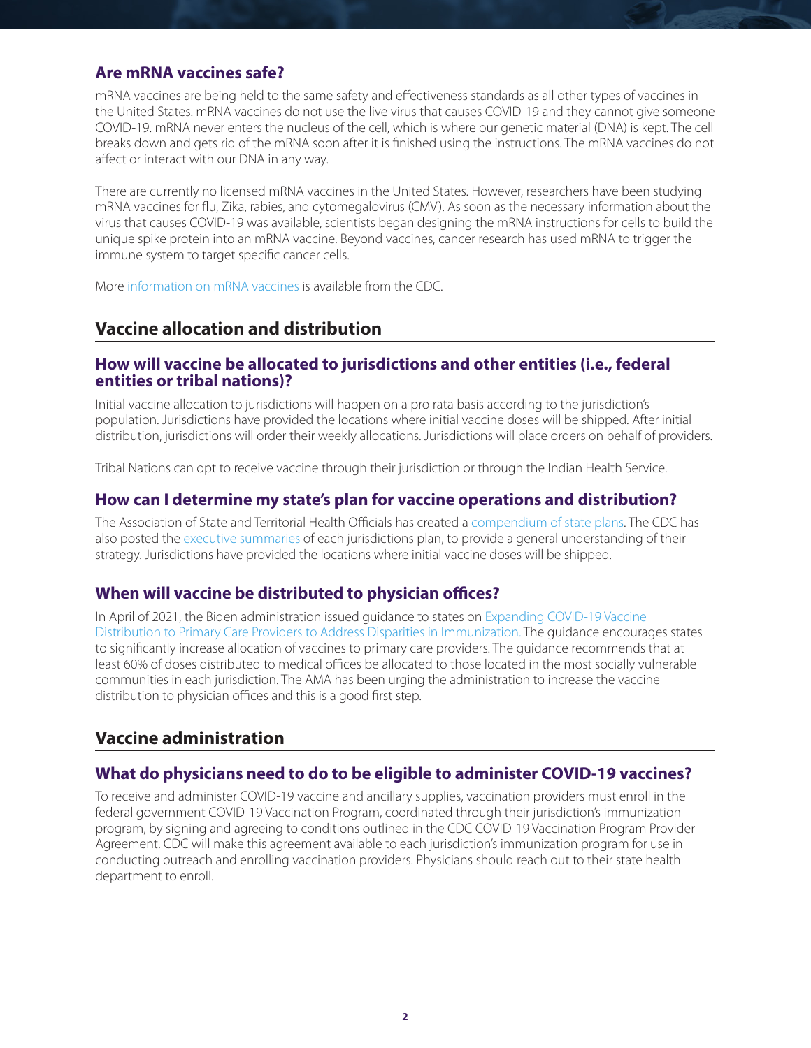### Are mRNA vaccines safe?

mRNA vaccines are being held to the same safety and effectiveness standards as all other types of vaccines in the United States. mRNA vaccines do not use the live virus that causes COVID-19 and they cannot give someone COVID-19. mRNA never enters the nucleus of the cell, which is where our genetic material (DNA) is kept. The cell breaks down and gets rid of the mRNA soon after it is finished using the instructions. The mRNA vaccines do not affect or interact with our DNA in any way.

There are currently no licensed mRNA vaccines in the United States. However, researchers have been studying mRNA vaccines for flu, Zika, rabies, and cytomegalovirus (CMV). As soon as the necessary information about the virus that causes COVID-19 was available, scientists began designing the mRNA instructions for cells to build the unique spike protein into an mRNA vaccine. Beyond vaccines, cancer research has used mRNA to trigger the immune system to target specific cancer cells.

More information on mRNA vaccines is available from the CDC.

## Vaccine allocation and distribution

### How will vaccine be allocated to jurisdictions and other entities (i.e., federal entities or tribal nations)?

Initial vaccine allocation to jurisdictions will happen on a pro rata basis according to the jurisdiction's population. Jurisdictions have provided the locations where initial vaccine doses will be shipped. After initial distribution, jurisdictions will order their weekly allocations. Jurisdictions will place orders on behalf of providers.

Tribal Nations can opt to receive vaccine through their jurisdiction or through the Indian Health Service.

### How can I determine my state's plan for vaccine operations and distribution?

The Association of State and Territorial Health Officials has created a compendium of state plans. The CDC has also posted the executive summaries of each jurisdictions plan, to provide a general understanding of their strategy. Jurisdictions have provided the locations where initial vaccine doses will be shipped.

### When will vaccine be distributed to physician offices?

In April of 2021, the Biden administration issued guidance to states on Expanding COVID-19 Vaccine Distribution to Primary Care Providers to Address Disparities in Immunization. The guidance encourages states to significantly increase allocation of vaccines to primary care providers. The guidance recommends that at least 60% of doses distributed to medical offices be allocated to those located in the most socially vulnerable communities in each jurisdiction. The AMA has been urging the administration to increase the vaccine distribution to physician offices and this is a good first step.

## Vaccine administration

### What do physicians need to do to be eligible to administer COVID-19 vaccines?

To receive and administer COVID-19 vaccine and ancillary supplies, vaccination providers must enroll in the federal government COVID-19 Vaccination Program, coordinated through their jurisdiction's immunization program, by signing and agreeing to conditions outlined in the CDC COVID-19 Vaccination Program Provider Agreement. CDC will make this agreement available to each jurisdiction's immunization program for use in conducting outreach and enrolling vaccination providers. Physicians should reach out to their state health department to enroll.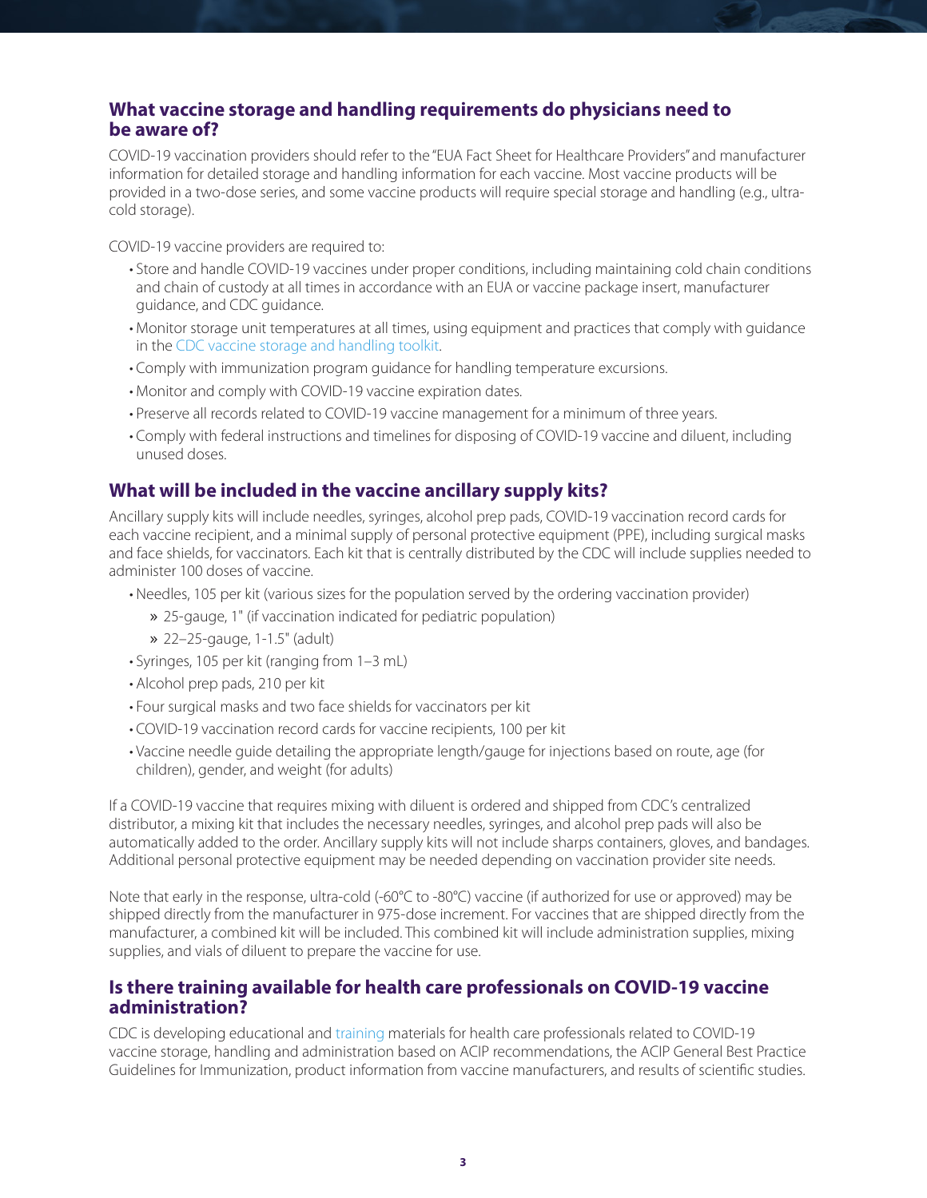## What vaccine storage and handling requirements do physicians need to be aware of?

COVID-19 vaccination providers should refer to the "EUA Fact Sheet for Healthcare Providers" and manufacturer information for detailed storage and handling information for each vaccine. Most vaccine products will be provided in a two-dose series, and some vaccine products will require special storage and handling (e.g., ultra-cold storage).

COVID-19 vaccine providers are required to:

- Store and handle COVID-19 vaccines under proper conditions, including maintaining cold chain conditions and chain of custody at all times in accordance with an EUA or vaccine package insert, manufacturer guidance, and CDC guidance.
- Monitor storage unit temperatures at all times, using equipment and practices that comply with guidance in the CDC vaccine storage and handling toolkit.
- Comply with immunization program guidance for handling temperature excursions.
- Monitor and comply with COVID-19 vaccine expiration dates.
- Preserve all records related to COVID-19 vaccine management for a minimum of three years.
- Comply with federal instructions and timelines for disposing of COVID-19 vaccine and diluent, including unused doses.

## What will be included in the vaccine ancillary supply kits?

Ancillary supply kits will include needles, syringes, alcohol prep pads, COVID-19 vaccination record cards for each vaccine recipient, and a minimal supply of personal protective equipment (PPE), including surgical masks and face shields, for vaccinators. Each kit that is centrally distributed by the CDC will include supplies needed to administer 100 doses of vaccine.

- Needles, 105 per kit (various sizes for the population served by the ordering vaccination provider)
  - 25-gauge, 1" (if vaccination indicated for pediatric population)
  - 22–25-gauge, 1-1.5" (adult)
- Syringes, 105 per kit (ranging from 1–3 mL)
- Alcohol prep pads, 210 per kit
- Four surgical masks and two face shields for vaccinators per kit
- COVID-19 vaccination record cards for vaccine recipients, 100 per kit
- Vaccine needle guide detailing the appropriate length/gauge for injections based on route, age (for children), gender, and weight (for adults)

If a COVID-19 vaccine that requires mixing with diluent is ordered and shipped from CDC's centralized distributor, a mixing kit that includes the necessary needles, syringes, and alcohol prep pads will also be automatically added to the order. Ancillary supply kits will not include sharps containers, gloves, and bandages. Additional personal protective equipment may be needed depending on vaccination provider site needs.

Note that early in the response, ultra-cold (-60°C to -80°C) vaccine (if authorized for use or approved) may be shipped directly from the manufacturer in 975-dose increment. For vaccines that are shipped directly from the manufacturer, a combined kit will be included. This combined kit will include administration supplies, mixing supplies, and vials of diluent to prepare the vaccine for use.

## Is there training available for health care professionals on COVID-19 vaccine administration?

CDC is developing educational and training materials for health care professionals related to COVID-19 vaccine storage, handling and administration based on ACIP recommendations, the ACIP General Best Practice Guidelines for Immunization, product information from vaccine manufacturers, and results of scientific studies.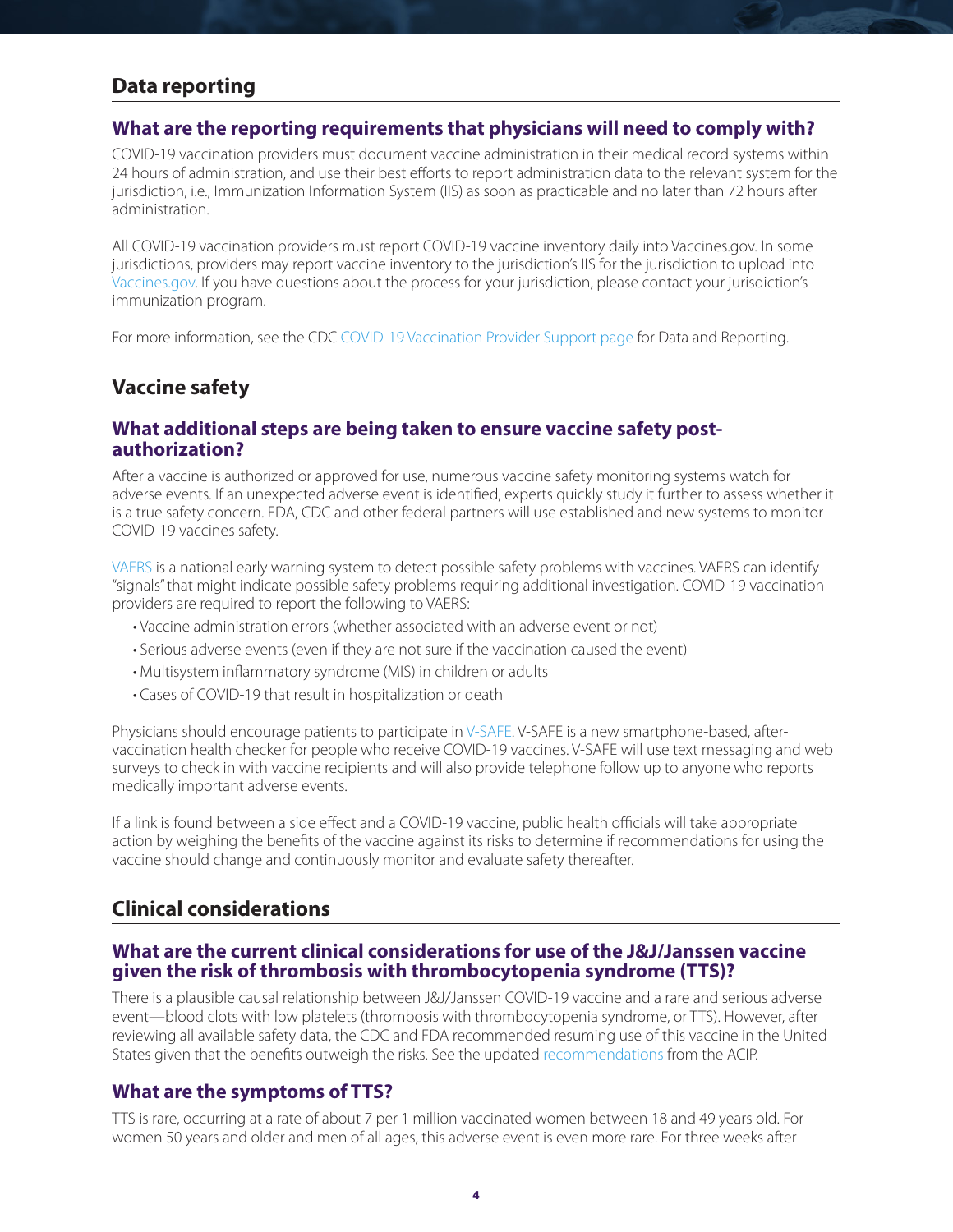## Data reporting

### What are the reporting requirements that physicians will need to comply with?

COVID-19 vaccination providers must document vaccine administration in their medical record systems within 24 hours of administration, and use their best efforts to report administration data to the relevant system for the jurisdiction, i.e., Immunization Information System (IIS) as soon as practicable and no later than 72 hours after administration.

All COVID-19 vaccination providers must report COVID-19 vaccine inventory daily into Vaccines.gov. In some jurisdictions, providers may report vaccine inventory to the jurisdiction's IIS for the jurisdiction to upload into Vaccines.gov. If you have questions about the process for your jurisdiction, please contact your jurisdiction's immunization program.

For more information, see the CDC COVID-19 Vaccination Provider Support page for Data and Reporting.

## Vaccine safety

### What additional steps are being taken to ensure vaccine safety post-authorization?

After a vaccine is authorized or approved for use, numerous vaccine safety monitoring systems watch for adverse events. If an unexpected adverse event is identified, experts quickly study it further to assess whether it is a true safety concern. FDA, CDC and other federal partners will use established and new systems to monitor COVID-19 vaccines safety.

VAERS is a national early warning system to detect possible safety problems with vaccines. VAERS can identify "signals" that might indicate possible safety problems requiring additional investigation. COVID-19 vaccination providers are required to report the following to VAERS:

- Vaccine administration errors (whether associated with an adverse event or not)
- Serious adverse events (even if they are not sure if the vaccination caused the event)
- Multisystem inflammatory syndrome (MIS) in children or adults
- Cases of COVID-19 that result in hospitalization or death

Physicians should encourage patients to participate in V-SAFE. V-SAFE is a new smartphone-based, after-vaccination health checker for people who receive COVID-19 vaccines. V-SAFE will use text messaging and web surveys to check in with vaccine recipients and will also provide telephone follow up to anyone who reports medically important adverse events.

If a link is found between a side effect and a COVID-19 vaccine, public health officials will take appropriate action by weighing the benefits of the vaccine against its risks to determine if recommendations for using the vaccine should change and continuously monitor and evaluate safety thereafter.

## Clinical considerations

### What are the current clinical considerations for use of the J&J/Janssen vaccine given the risk of thrombosis with thrombocytopenia syndrome (TTS)?

There is a plausible causal relationship between J&J/Janssen COVID-19 vaccine and a rare and serious adverse event—blood clots with low platelets (thrombosis with thrombocytopenia syndrome, or TTS). However, after reviewing all available safety data, the CDC and FDA recommended resuming use of this vaccine in the United States given that the benefits outweigh the risks. See the updated recommendations from the ACIP.

### What are the symptoms of TTS?

TTS is rare, occurring at a rate of about 7 per 1 million vaccinated women between 18 and 49 years old. For women 50 years and older and men of all ages, this adverse event is even more rare. For three weeks after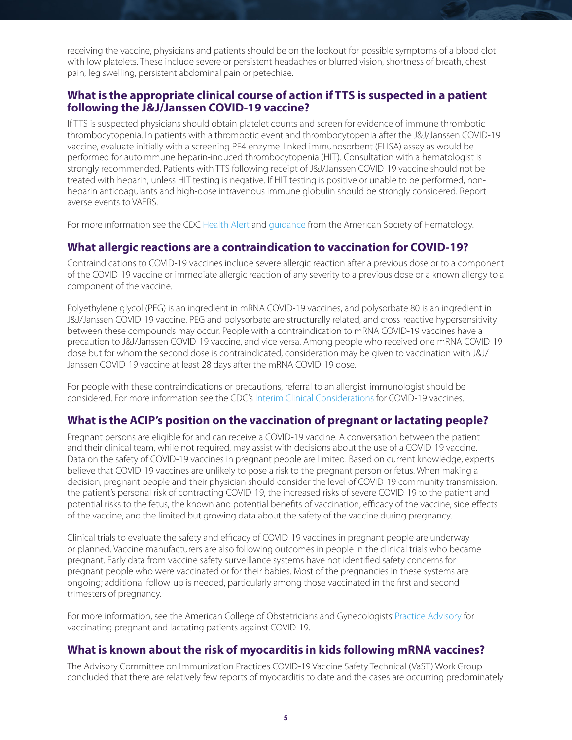receiving the vaccine, physicians and patients should be on the lookout for possible symptoms of a blood clot with low platelets. These include severe or persistent headaches or blurred vision, shortness of breath, chest pain, leg swelling, persistent abdominal pain or petechiae.

### What is the appropriate clinical course of action if TTS is suspected in a patient following the J&J/Janssen COVID-19 vaccine?

If TTS is suspected physicians should obtain platelet counts and screen for evidence of immune thrombotic thrombocytopenia. In patients with a thrombotic event and thrombocytopenia after the J&J/Janssen COVID-19 vaccine, evaluate initially with a screening PF4 enzyme-linked immunosorbent (ELISA) assay as would be performed for autoimmune heparin-induced thrombocytopenia (HIT). Consultation with a hematologist is strongly recommended. Patients with TTS following receipt of J&J/Janssen COVID-19 vaccine should not be treated with heparin, unless HIT testing is negative. If HIT testing is positive or unable to be performed, non-heparin anticoagulants and high-dose intravenous immune globulin should be strongly considered. Report averse events to VAERS.

For more information see the CDC Health Alert and guidance from the American Society of Hematology.

### What allergic reactions are a contraindication to vaccination for COVID-19?

Contraindications to COVID-19 vaccines include severe allergic reaction after a previous dose or to a component of the COVID-19 vaccine or immediate allergic reaction of any severity to a previous dose or a known allergy to a component of the vaccine.

Polyethylene glycol (PEG) is an ingredient in mRNA COVID-19 vaccines, and polysorbate 80 is an ingredient in J&J/Janssen COVID-19 vaccine. PEG and polysorbate are structurally related, and cross-reactive hypersensitivity between these compounds may occur. People with a contraindication to mRNA COVID-19 vaccines have a precaution to J&J/Janssen COVID-19 vaccine, and vice versa. Among people who received one mRNA COVID-19 dose but for whom the second dose is contraindicated, consideration may be given to vaccination with J&J/Janssen COVID-19 vaccine at least 28 days after the mRNA COVID-19 dose.

For people with these contraindications or precautions, referral to an allergist-immunologist should be considered. For more information see the CDC's Interim Clinical Considerations for COVID-19 vaccines.

### What is the ACIP's position on the vaccination of pregnant or lactating people?

Pregnant persons are eligible for and can receive a COVID-19 vaccine. A conversation between the patient and their clinical team, while not required, may assist with decisions about the use of a COVID-19 vaccine. Data on the safety of COVID-19 vaccines in pregnant people are limited. Based on current knowledge, experts believe that COVID-19 vaccines are unlikely to pose a risk to the pregnant person or fetus. When making a decision, pregnant people and their physician should consider the level of COVID-19 community transmission, the patient's personal risk of contracting COVID-19, the increased risks of severe COVID-19 to the patient and potential risks to the fetus, the known and potential benefits of vaccination, efficacy of the vaccine, side effects of the vaccine, and the limited but growing data about the safety of the vaccine during pregnancy.

Clinical trials to evaluate the safety and efficacy of COVID-19 vaccines in pregnant people are underway or planned. Vaccine manufacturers are also following outcomes in people in the clinical trials who became pregnant. Early data from vaccine safety surveillance systems have not identified safety concerns for pregnant people who were vaccinated or for their babies. Most of the pregnancies in these systems are ongoing; additional follow-up is needed, particularly among those vaccinated in the first and second trimesters of pregnancy.

For more information, see the American College of Obstetricians and Gynecologists' Practice Advisory for vaccinating pregnant and lactating patients against COVID-19.

### What is known about the risk of myocarditis in kids following mRNA vaccines?

The Advisory Committee on Immunization Practices COVID-19 Vaccine Safety Technical (VaST) Work Group concluded that there are relatively few reports of myocarditis to date and the cases are occurring predominately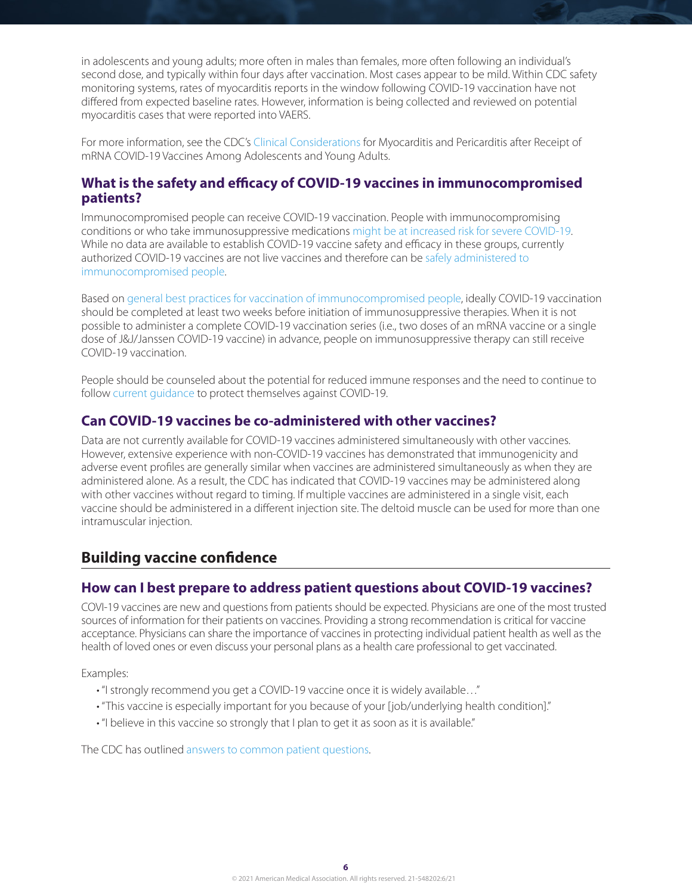in adolescents and young adults; more often in males than females, more often following an individual's second dose, and typically within four days after vaccination. Most cases appear to be mild. Within CDC safety monitoring systems, rates of myocarditis reports in the window following COVID-19 vaccination have not differed from expected baseline rates. However, information is being collected and reviewed on potential myocarditis cases that were reported into VAERS.

For more information, see the CDC's Clinical Considerations for Myocarditis and Pericarditis after Receipt of mRNA COVID-19 Vaccines Among Adolescents and Young Adults.

### What is the safety and efficacy of COVID-19 vaccines in immunocompromised patients?

Immunocompromised people can receive COVID-19 vaccination. People with immunocompromising conditions or who take immunosuppressive medications might be at increased risk for severe COVID-19. While no data are available to establish COVID-19 vaccine safety and efficacy in these groups, currently authorized COVID-19 vaccines are not live vaccines and therefore can be safely administered to immunocompromised people.

Based on general best practices for vaccination of immunocompromised people, ideally COVID-19 vaccination should be completed at least two weeks before initiation of immunosuppressive therapies. When it is not possible to administer a complete COVID-19 vaccination series (i.e., two doses of an mRNA vaccine or a single dose of J&J/Janssen COVID-19 vaccine) in advance, people on immunosuppressive therapy can still receive COVID-19 vaccination.

People should be counseled about the potential for reduced immune responses and the need to continue to follow current guidance to protect themselves against COVID-19.

### Can COVID-19 vaccines be co-administered with other vaccines?

Data are not currently available for COVID-19 vaccines administered simultaneously with other vaccines. However, extensive experience with non-COVID-19 vaccines has demonstrated that immunogenicity and adverse event profiles are generally similar when vaccines are administered simultaneously as when they are administered alone. As a result, the CDC has indicated that COVID-19 vaccines may be administered along with other vaccines without regard to timing. If multiple vaccines are administered in a single visit, each vaccine should be administered in a different injection site. The deltoid muscle can be used for more than one intramuscular injection.

## Building vaccine confidence

### How can I best prepare to address patient questions about COVID-19 vaccines?

COVI-19 vaccines are new and questions from patients should be expected. Physicians are one of the most trusted sources of information for their patients on vaccines. Providing a strong recommendation is critical for vaccine acceptance. Physicians can share the importance of vaccines in protecting individual patient health as well as the health of loved ones or even discuss your personal plans as a health care professional to get vaccinated.

Examples:

- "I strongly recommend you get a COVID-19 vaccine once it is widely available…"
- "This vaccine is especially important for you because of your [job/underlying health condition]."
- "I believe in this vaccine so strongly that I plan to get it as soon as it is available."

The CDC has outlined answers to common patient questions.

© 2021 American Medical Association. All rights reserved. 21-548202:6/21